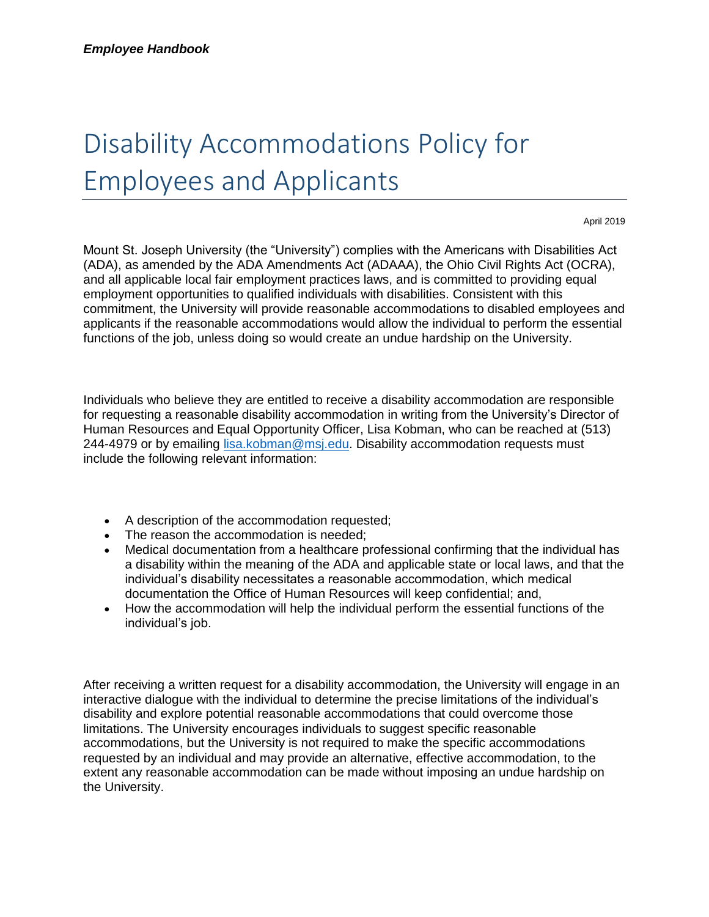# Disability Accommodations Policy for Employees and Applicants

April 2019

Mount St. Joseph University (the "University") complies with the Americans with Disabilities Act (ADA), as amended by the ADA Amendments Act (ADAAA), the Ohio Civil Rights Act (OCRA), and all applicable local fair employment practices laws, and is committed to providing equal employment opportunities to qualified individuals with disabilities. Consistent with this commitment, the University will provide reasonable accommodations to disabled employees and applicants if the reasonable accommodations would allow the individual to perform the essential functions of the job, unless doing so would create an undue hardship on the University.

Individuals who believe they are entitled to receive a disability accommodation are responsible for requesting a reasonable disability accommodation in writing from the University's Director of Human Resources and Equal Opportunity Officer, Lisa Kobman, who can be reached at (513) 244-4979 or by emailing [lisa.kobman@msj.edu](mailto:lisa.kobman@msj.edu). Disability accommodation requests must include the following relevant information:

- A description of the accommodation requested;
- The reason the accommodation is needed;
- Medical documentation from a healthcare professional confirming that the individual has a disability within the meaning of the ADA and applicable state or local laws, and that the individual's disability necessitates a reasonable accommodation, which medical documentation the Office of Human Resources will keep confidential; and,
- How the accommodation will help the individual perform the essential functions of the individual's job.

After receiving a written request for a disability accommodation, the University will engage in an interactive dialogue with the individual to determine the precise limitations of the individual's disability and explore potential reasonable accommodations that could overcome those limitations. The University encourages individuals to suggest specific reasonable accommodations, but the University is not required to make the specific accommodations requested by an individual and may provide an alternative, effective accommodation, to the extent any reasonable accommodation can be made without imposing an undue hardship on the University.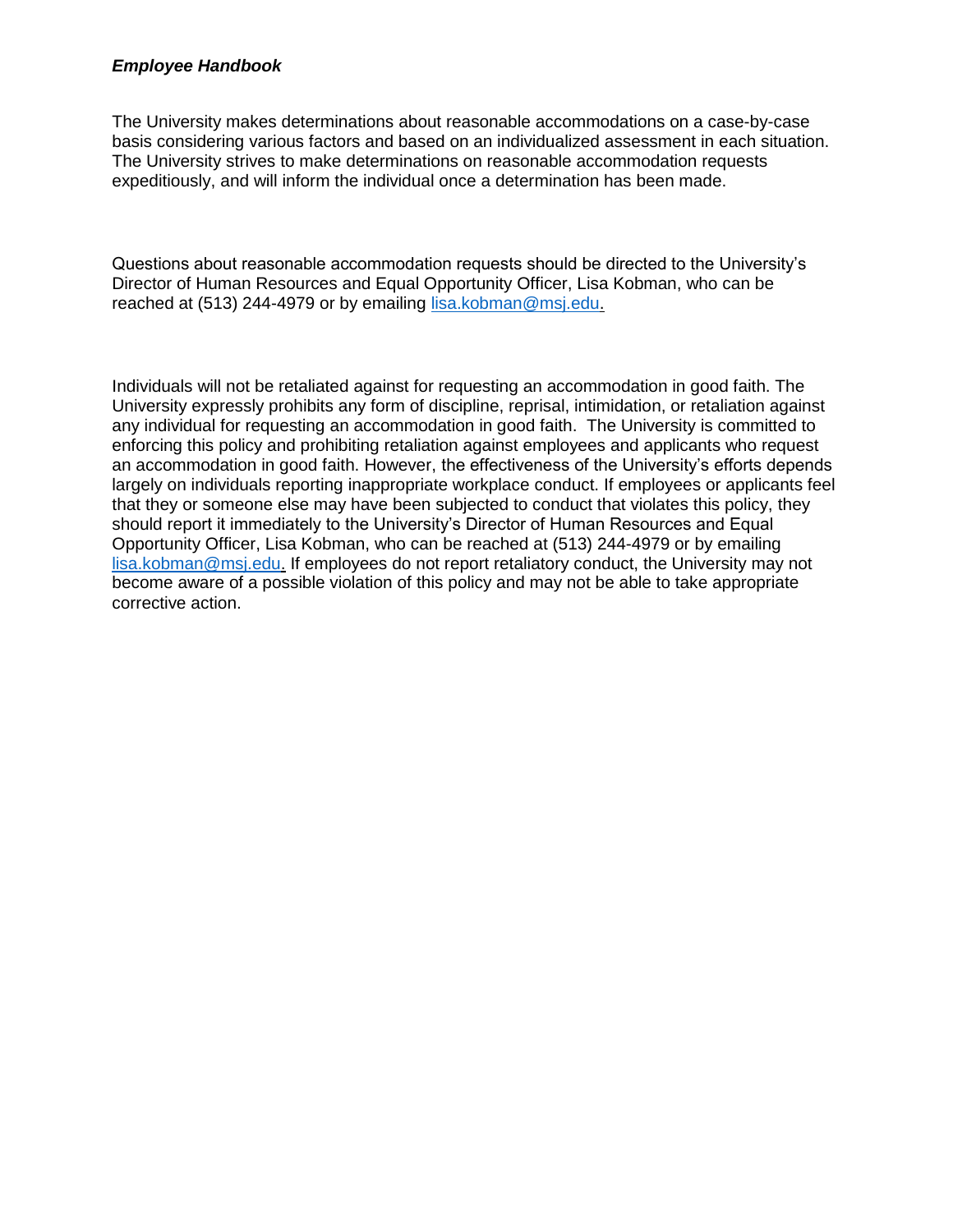The University makes determinations about reasonable accommodations on a case-by-case basis considering various factors and based on an individualized assessment in each situation. The University strives to make determinations on reasonable accommodation requests expeditiously, and will inform the individual once a determination has been made.

Questions about reasonable accommodation requests should be directed to the University's Director of Human Resources and Equal Opportunity Officer, Lisa Kobman, who can be reached at (513) 244-4979 or by emailing lisa.kobman@msj.edu.

Individuals will not be retaliated against for requesting an accommodation in good faith. The University expressly prohibits any form of discipline, reprisal, intimidation, or retaliation against any individual for requesting an accommodation in good faith. The University is committed to enforcing this policy and prohibiting retaliation against employees and applicants who request an accommodation in good faith. However, the effectiveness of the University's efforts depends largely on individuals reporting inappropriate workplace conduct. If employees or applicants feel that they or someone else may have been subjected to conduct that violates this policy, they should report it immediately to the University's Director of Human Resources and Equal Opportunity Officer, Lisa Kobman, who can be reached at (513) 244-4979 or by emailing lisa.kobman@msj.edu. If employees do not report retaliatory conduct, the University may not become aware of a possible violation of this policy and may not be able to take appropriate corrective action.